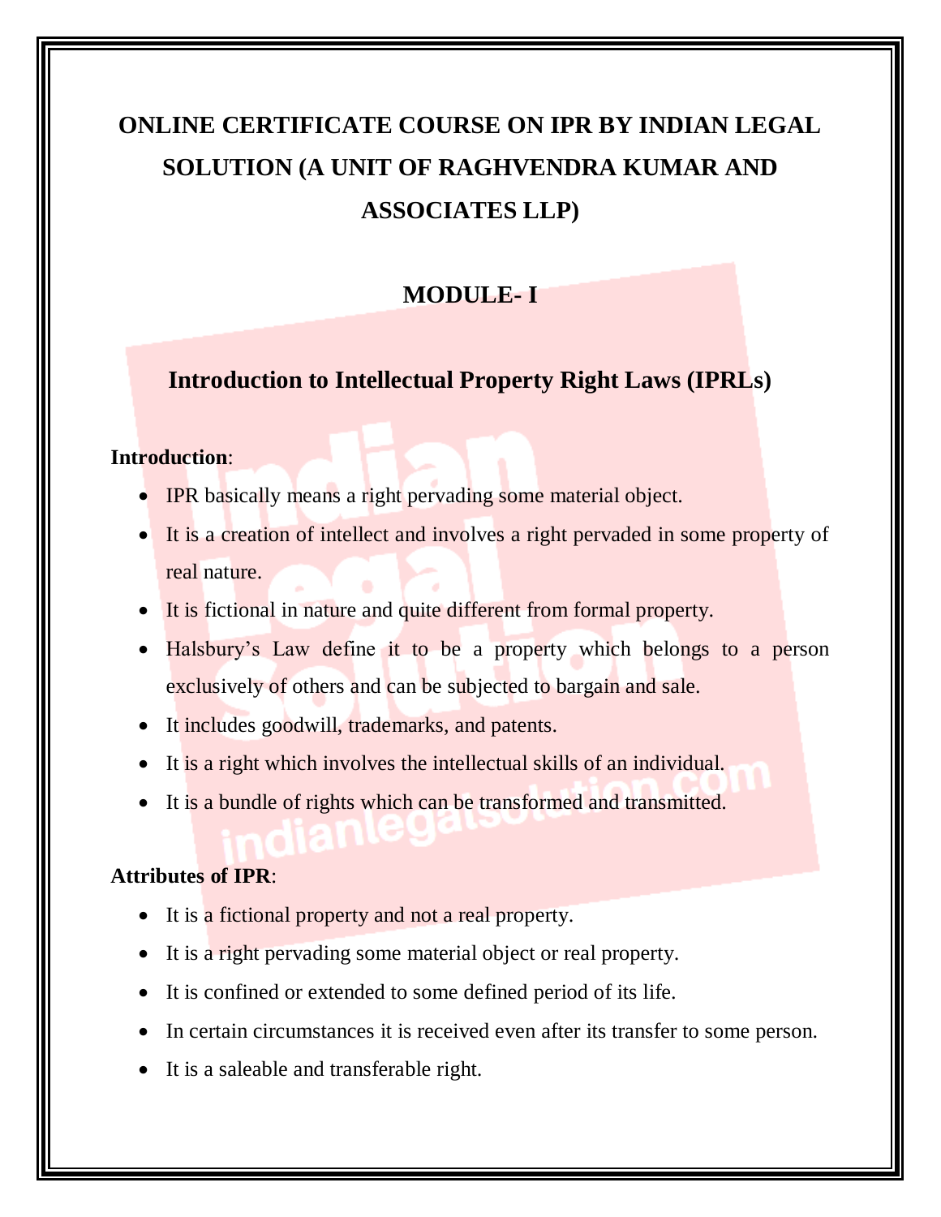# ONLINE CERTIFICATE COURSE ON IPR BY INDIAN LEGAL SOLUTION (A UNIT OF RAGHVENDRA KUMAR AND ASSOCIATES LLP)

## MODULE- I

## Introduction to Intellectual Property Right Laws (IPRLs)

**Introduction**:

- IPR basically means a right pervading some material object.
- It is a creation of intellect and involves a right pervaded in some property of real nature.
- It is fictional in nature and quite different from formal property.
- Halsbury's Law define it to be a property which belongs to a person exclusively of others and can be subjected to bargain and sale.
- It includes goodwill, trademarks, and patents.
- It is a right which involves the intellectual skills of an individual.
- It is a bundle of rights which can be transformed and transmitted.

**Attributes of IPR**:

- It is a fictional property and not a real property.
- It is a right pervading some material object or real property.
- It is confined or extended to some defined period of its life.
- In certain circumstances it is received even after its transfer to some person.
- It is a saleable and transferable right.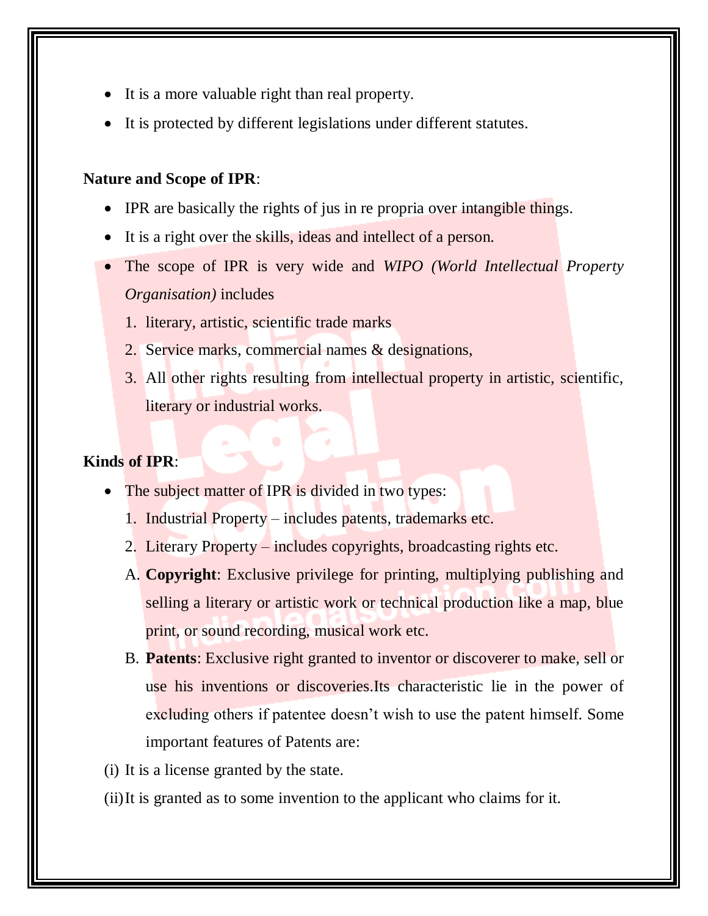- It is a more valuable right than real property.
- It is protected by different legislations under different statutes.

**Nature and Scope of IPR**:

- IPR are basically the rights of jus in re propria over intangible things.
- It is a right over the skills, ideas and intellect of a person.
- The scope of IPR is very wide and *WIPO (World Intellectual Property Organisation)* includes
  1. literary, artistic, scientific trade marks
  2. Service marks, commercial names & designations,
  3. All other rights resulting from intellectual property in artistic, scientific, literary or industrial works.

**Kinds of IPR**:

- The subject matter of IPR is divided in two types:
  1. Industrial Property – includes patents, trademarks etc.
  2. Literary Property – includes copyrights, broadcasting rights etc.

  A. **Copyright**: Exclusive privilege for printing, multiplying publishing and selling a literary or artistic work or technical production like a map, blue print, or sound recording, musical work etc.

  B. **Patents**: Exclusive right granted to inventor or discoverer to make, sell or use his inventions or discoveries.Its characteristic lie in the power of excluding others if patentee doesn't wish to use the patent himself. Some important features of Patents are:

(i) It is a license granted by the state.

(ii) It is granted as to some invention to the applicant who claims for it.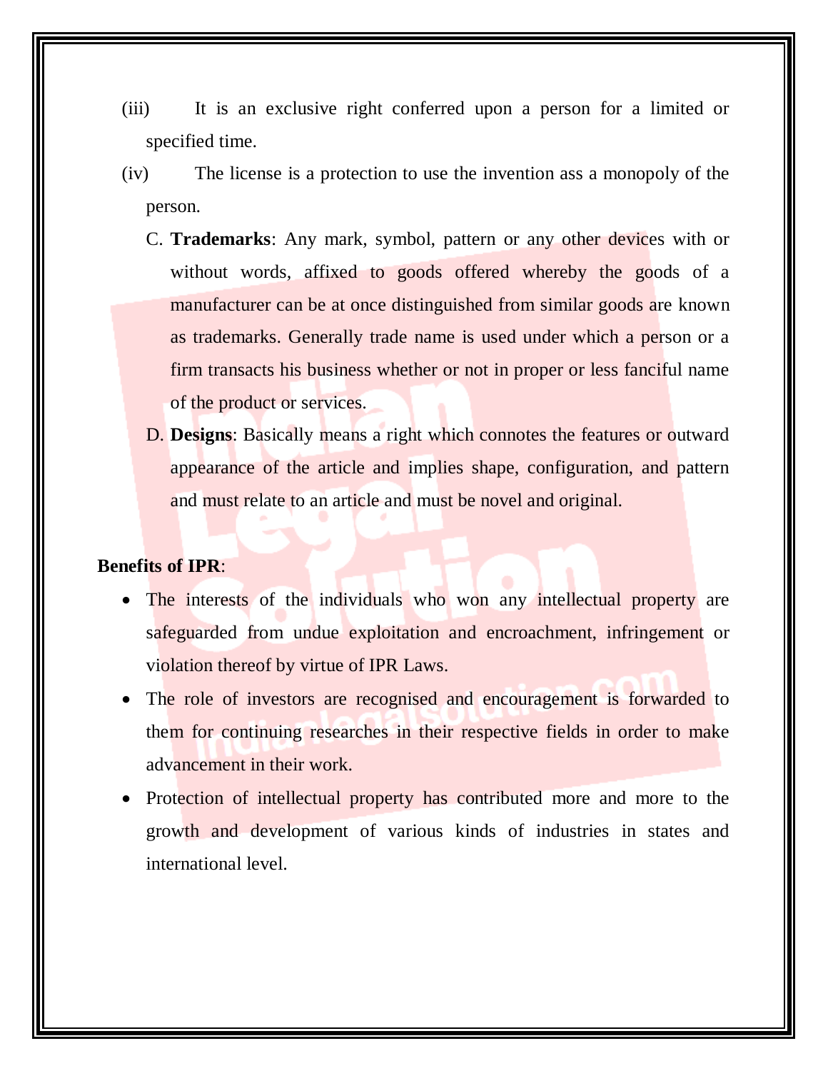(iii) It is an exclusive right conferred upon a person for a limited or specified time.

(iv) The license is a protection to use the invention ass a monopoly of the person.

C. **Trademarks**: Any mark, symbol, pattern or any other devices with or without words, affixed to goods offered whereby the goods of a manufacturer can be at once distinguished from similar goods are known as trademarks. Generally trade name is used under which a person or a firm transacts his business whether or not in proper or less fanciful name of the product or services.

D. **Designs**: Basically means a right which connotes the features or outward appearance of the article and implies shape, configuration, and pattern and must relate to an article and must be novel and original.

**Benefits of IPR**:

- The interests of the individuals who won any intellectual property are safeguarded from undue exploitation and encroachment, infringement or violation thereof by virtue of IPR Laws.
- The role of investors are recognised and encouragement is forwarded to them for continuing researches in their respective fields in order to make advancement in their work.
- Protection of intellectual property has contributed more and more to the growth and development of various kinds of industries in states and international level.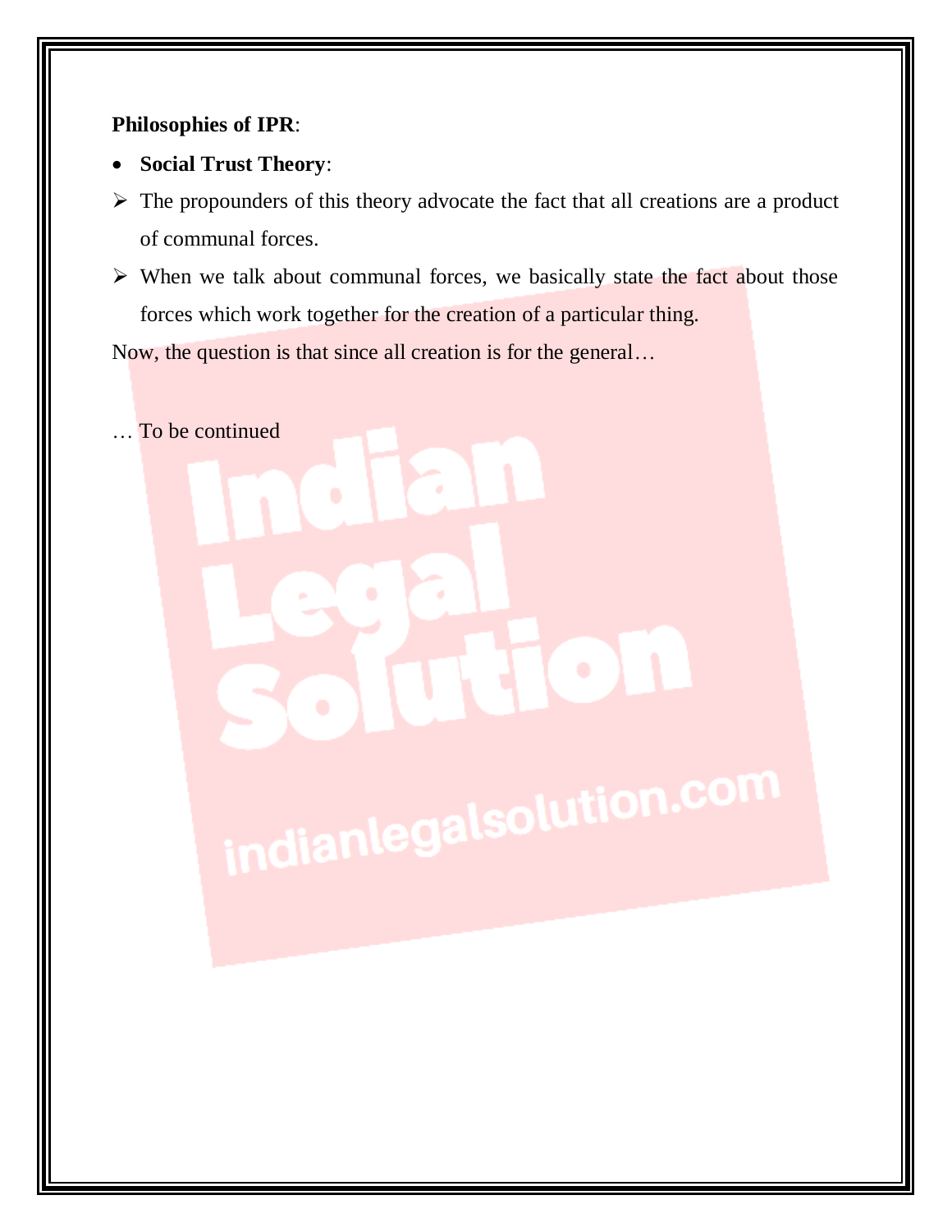**Philosophies of IPR**:

- **Social Trust Theory**:

- The propounders of this theory advocate the fact that all creations are a product of communal forces.
- When we talk about communal forces, we basically state the fact about those forces which work together for the creation of a particular thing.

Now, the question is that since all creation is for the general…

… To be continued